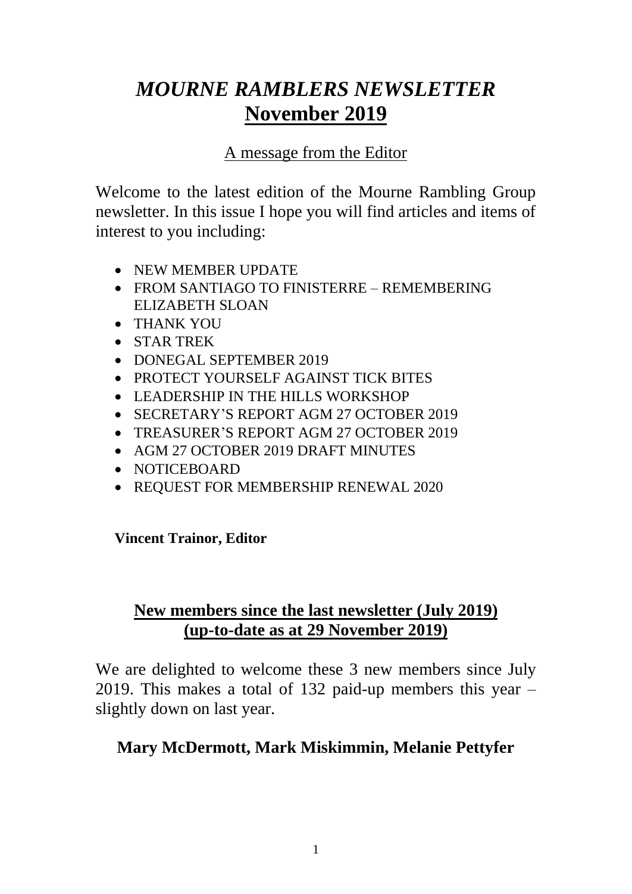# *MOURNE RAMBLERS NEWSLETTER*
# **November 2019**

A message from the Editor

Welcome to the latest edition of the Mourne Rambling Group newsletter. In this issue I hope you will find articles and items of interest to you including:

- NEW MEMBER UPDATE
- FROM SANTIAGO TO FINISTERRE – REMEMBERING ELIZABETH SLOAN
- THANK YOU
- STAR TREK
- DONEGAL SEPTEMBER 2019
- PROTECT YOURSELF AGAINST TICK BITES
- LEADERSHIP IN THE HILLS WORKSHOP
- SECRETARY'S REPORT AGM 27 OCTOBER 2019
- TREASURER'S REPORT AGM 27 OCTOBER 2019
- AGM 27 OCTOBER 2019 DRAFT MINUTES
- NOTICEBOARD
- REQUEST FOR MEMBERSHIP RENEWAL 2020

**Vincent Trainor, Editor**

## **New members since the last newsletter (July 2019) (up-to-date as at 29 November 2019)**

We are delighted to welcome these 3 new members since July 2019. This makes a total of 132 paid-up members this year – slightly down on last year.

**Mary McDermott, Mark Miskimmin, Melanie Pettyfer**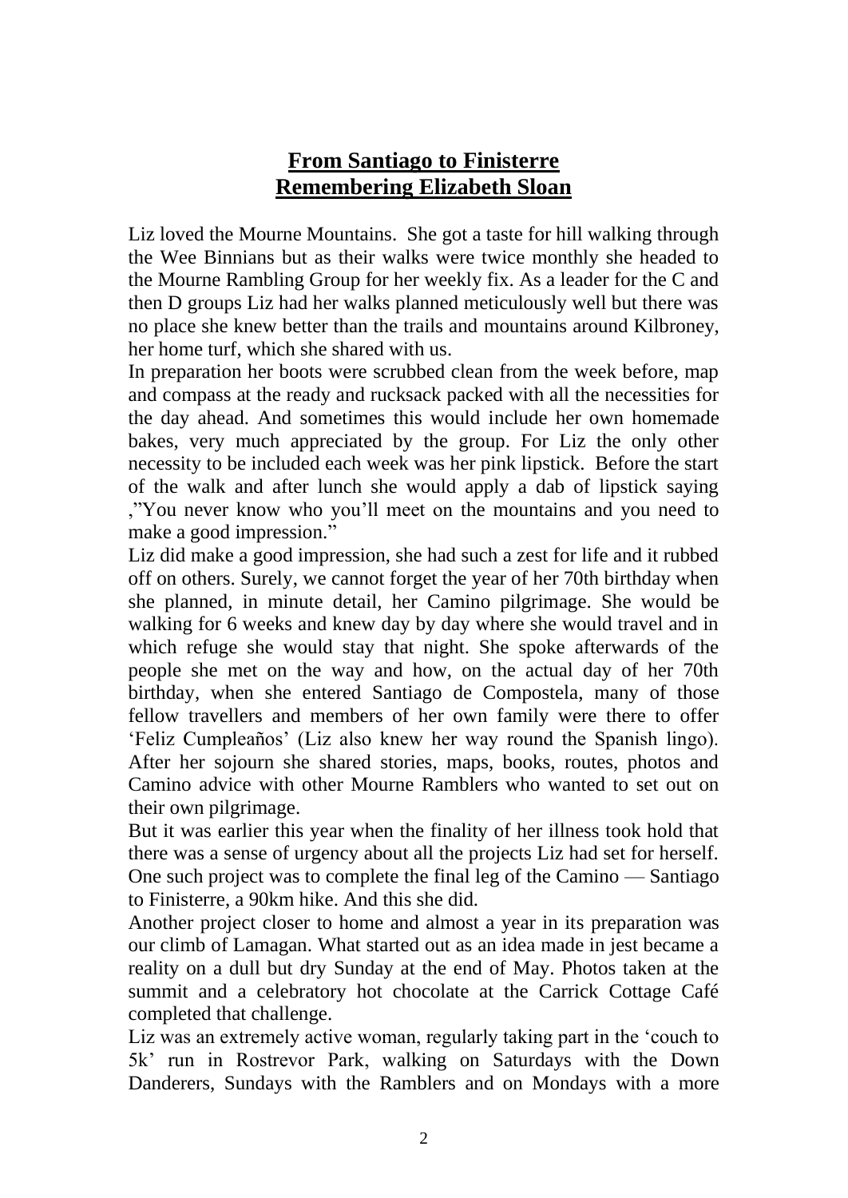# From Santiago to Finisterre
## Remembering Elizabeth Sloan

Liz loved the Mourne Mountains. She got a taste for hill walking through the Wee Binnians but as their walks were twice monthly she headed to the Mourne Rambling Group for her weekly fix. As a leader for the C and then D groups Liz had her walks planned meticulously well but there was no place she knew better than the trails and mountains around Kilbroney, her home turf, which she shared with us.

In preparation her boots were scrubbed clean from the week before, map and compass at the ready and rucksack packed with all the necessities for the day ahead. And sometimes this would include her own homemade bakes, very much appreciated by the group. For Liz the only other necessity to be included each week was her pink lipstick. Before the start of the walk and after lunch she would apply a dab of lipstick saying ,"You never know who you'll meet on the mountains and you need to make a good impression."

Liz did make a good impression, she had such a zest for life and it rubbed off on others. Surely, we cannot forget the year of her 70th birthday when she planned, in minute detail, her Camino pilgrimage. She would be walking for 6 weeks and knew day by day where she would travel and in which refuge she would stay that night. She spoke afterwards of the people she met on the way and how, on the actual day of her 70th birthday, when she entered Santiago de Compostela, many of those fellow travellers and members of her own family were there to offer 'Feliz Cumpleaños' (Liz also knew her way round the Spanish lingo). After her sojourn she shared stories, maps, books, routes, photos and Camino advice with other Mourne Ramblers who wanted to set out on their own pilgrimage.

But it was earlier this year when the finality of her illness took hold that there was a sense of urgency about all the projects Liz had set for herself. One such project was to complete the final leg of the Camino — Santiago to Finisterre, a 90km hike. And this she did.

Another project closer to home and almost a year in its preparation was our climb of Lamagan. What started out as an idea made in jest became a reality on a dull but dry Sunday at the end of May. Photos taken at the summit and a celebratory hot chocolate at the Carrick Cottage Café completed that challenge.

Liz was an extremely active woman, regularly taking part in the 'couch to 5k' run in Rostrevor Park, walking on Saturdays with the Down Danderers, Sundays with the Ramblers and on Mondays with a more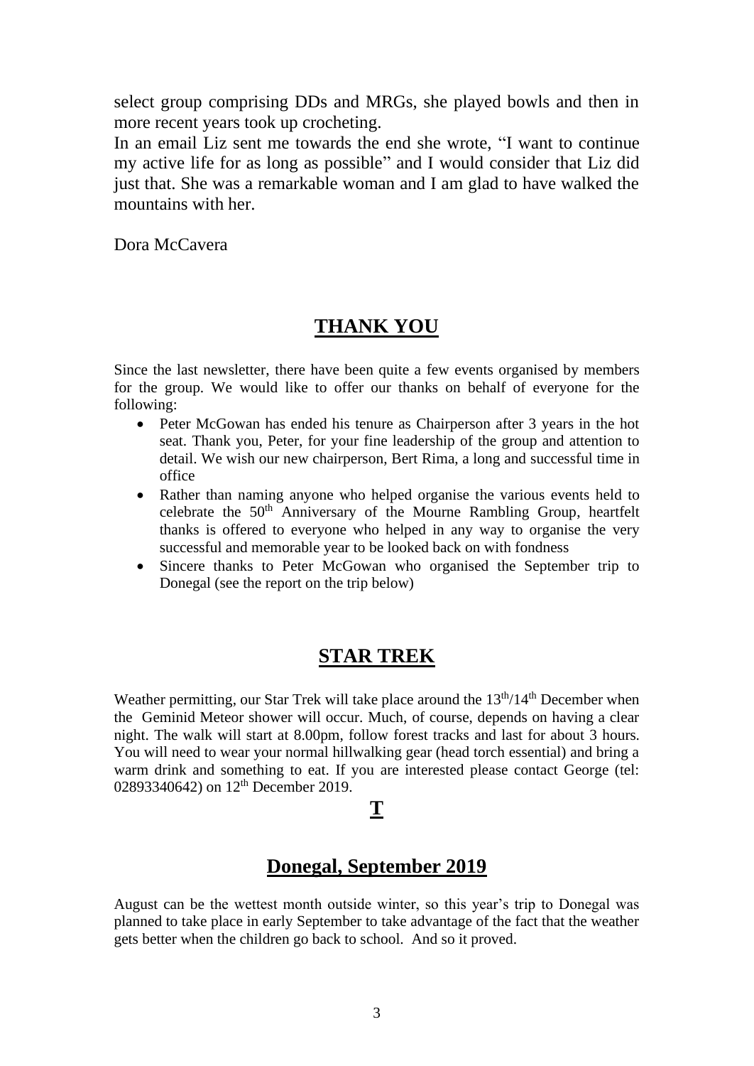select group comprising DDs and MRGs, she played bowls and then in more recent years took up crocheting.

In an email Liz sent me towards the end she wrote, "I want to continue my active life for as long as possible" and I would consider that Liz did just that. She was a remarkable woman and I am glad to have walked the mountains with her.

Dora McCavera

## THANK YOU

Since the last newsletter, there have been quite a few events organised by members for the group. We would like to offer our thanks on behalf of everyone for the following:

- Peter McGowan has ended his tenure as Chairperson after 3 years in the hot seat. Thank you, Peter, for your fine leadership of the group and attention to detail. We wish our new chairperson, Bert Rima, a long and successful time in office
- Rather than naming anyone who helped organise the various events held to celebrate the 50th Anniversary of the Mourne Rambling Group, heartfelt thanks is offered to everyone who helped in any way to organise the very successful and memorable year to be looked back on with fondness
- Sincere thanks to Peter McGowan who organised the September trip to Donegal (see the report on the trip below)

## STAR TREK

Weather permitting, our Star Trek will take place around the 13th/14th December when the Geminid Meteor shower will occur. Much, of course, depends on having a clear night. The walk will start at 8.00pm, follow forest tracks and last for about 3 hours. You will need to wear your normal hillwalking gear (head torch essential) and bring a warm drink and something to eat. If you are interested please contact George (tel: 02893340642) on 12th December 2019.

**T**

## Donegal, September 2019

August can be the wettest month outside winter, so this year's trip to Donegal was planned to take place in early September to take advantage of the fact that the weather gets better when the children go back to school. And so it proved.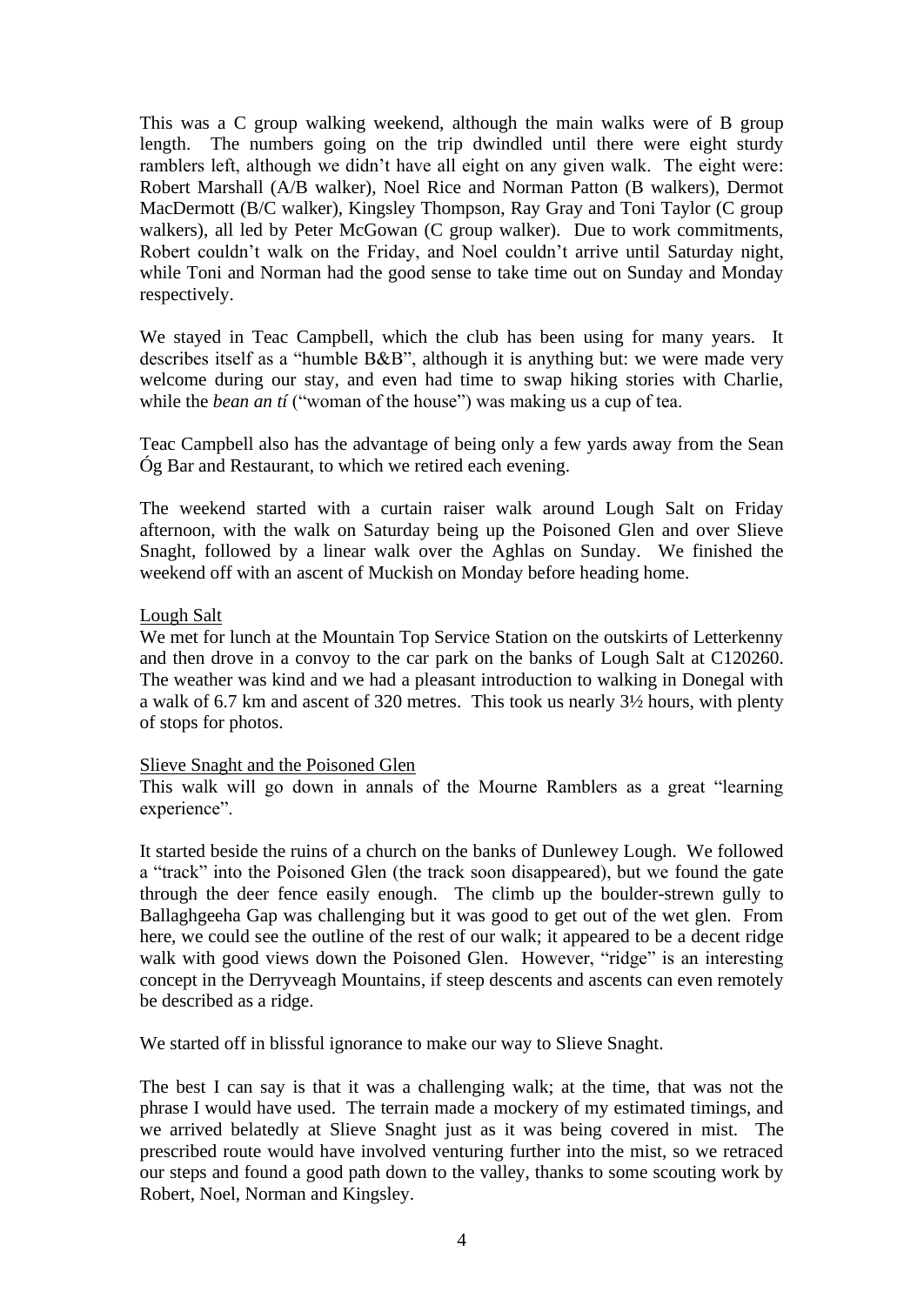This was a C group walking weekend, although the main walks were of B group length. The numbers going on the trip dwindled until there were eight sturdy ramblers left, although we didn't have all eight on any given walk. The eight were: Robert Marshall (A/B walker), Noel Rice and Norman Patton (B walkers), Dermot MacDermott (B/C walker), Kingsley Thompson, Ray Gray and Toni Taylor (C group walkers), all led by Peter McGowan (C group walker). Due to work commitments, Robert couldn't walk on the Friday, and Noel couldn't arrive until Saturday night, while Toni and Norman had the good sense to take time out on Sunday and Monday respectively.

We stayed in Teac Campbell, which the club has been using for many years. It describes itself as a "humble B&B", although it is anything but: we were made very welcome during our stay, and even had time to swap hiking stories with Charlie, while the *bean an tí* ("woman of the house") was making us a cup of tea.

Teac Campbell also has the advantage of being only a few yards away from the Sean Óg Bar and Restaurant, to which we retired each evening.

The weekend started with a curtain raiser walk around Lough Salt on Friday afternoon, with the walk on Saturday being up the Poisoned Glen and over Slieve Snaght, followed by a linear walk over the Aghlas on Sunday. We finished the weekend off with an ascent of Muckish on Monday before heading home.

<u>Lough Salt</u>

We met for lunch at the Mountain Top Service Station on the outskirts of Letterkenny and then drove in a convoy to the car park on the banks of Lough Salt at C120260. The weather was kind and we had a pleasant introduction to walking in Donegal with a walk of 6.7 km and ascent of 320 metres. This took us nearly 3½ hours, with plenty of stops for photos.

<u>Slieve Snaght and the Poisoned Glen</u>

This walk will go down in annals of the Mourne Ramblers as a great "learning experience".

It started beside the ruins of a church on the banks of Dunlewey Lough. We followed a "track" into the Poisoned Glen (the track soon disappeared), but we found the gate through the deer fence easily enough. The climb up the boulder-strewn gully to Ballaghgeeha Gap was challenging but it was good to get out of the wet glen. From here, we could see the outline of the rest of our walk; it appeared to be a decent ridge walk with good views down the Poisoned Glen. However, "ridge" is an interesting concept in the Derryveagh Mountains, if steep descents and ascents can even remotely be described as a ridge.

We started off in blissful ignorance to make our way to Slieve Snaght.

The best I can say is that it was a challenging walk; at the time, that was not the phrase I would have used. The terrain made a mockery of my estimated timings, and we arrived belatedly at Slieve Snaght just as it was being covered in mist. The prescribed route would have involved venturing further into the mist, so we retraced our steps and found a good path down to the valley, thanks to some scouting work by Robert, Noel, Norman and Kingsley.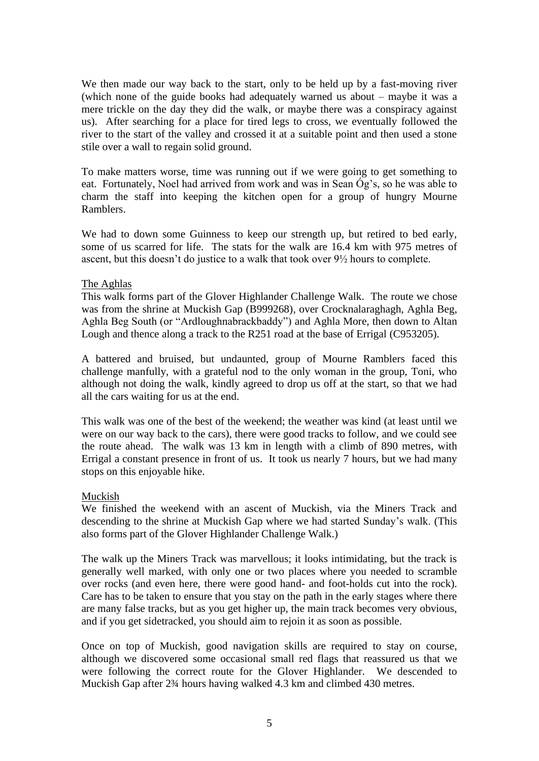We then made our way back to the start, only to be held up by a fast-moving river (which none of the guide books had adequately warned us about – maybe it was a mere trickle on the day they did the walk, or maybe there was a conspiracy against us). After searching for a place for tired legs to cross, we eventually followed the river to the start of the valley and crossed it at a suitable point and then used a stone stile over a wall to regain solid ground.

To make matters worse, time was running out if we were going to get something to eat. Fortunately, Noel had arrived from work and was in Sean Óg's, so he was able to charm the staff into keeping the kitchen open for a group of hungry Mourne Ramblers.

We had to down some Guinness to keep our strength up, but retired to bed early, some of us scarred for life. The stats for the walk are 16.4 km with 975 metres of ascent, but this doesn't do justice to a walk that took over 9½ hours to complete.

<u>The Aghlas</u>

This walk forms part of the Glover Highlander Challenge Walk. The route we chose was from the shrine at Muckish Gap (B999268), over Crocknalaraghagh, Aghla Beg, Aghla Beg South (or "Ardloughnabrackbaddy") and Aghla More, then down to Altan Lough and thence along a track to the R251 road at the base of Errigal (C953205).

A battered and bruised, but undaunted, group of Mourne Ramblers faced this challenge manfully, with a grateful nod to the only woman in the group, Toni, who although not doing the walk, kindly agreed to drop us off at the start, so that we had all the cars waiting for us at the end.

This walk was one of the best of the weekend; the weather was kind (at least until we were on our way back to the cars), there were good tracks to follow, and we could see the route ahead. The walk was 13 km in length with a climb of 890 metres, with Errigal a constant presence in front of us. It took us nearly 7 hours, but we had many stops on this enjoyable hike.

<u>Muckish</u>

We finished the weekend with an ascent of Muckish, via the Miners Track and descending to the shrine at Muckish Gap where we had started Sunday's walk. (This also forms part of the Glover Highlander Challenge Walk.)

The walk up the Miners Track was marvellous; it looks intimidating, but the track is generally well marked, with only one or two places where you needed to scramble over rocks (and even here, there were good hand- and foot-holds cut into the rock). Care has to be taken to ensure that you stay on the path in the early stages where there are many false tracks, but as you get higher up, the main track becomes very obvious, and if you get sidetracked, you should aim to rejoin it as soon as possible.

Once on top of Muckish, good navigation skills are required to stay on course, although we discovered some occasional small red flags that reassured us that we were following the correct route for the Glover Highlander. We descended to Muckish Gap after 2¾ hours having walked 4.3 km and climbed 430 metres.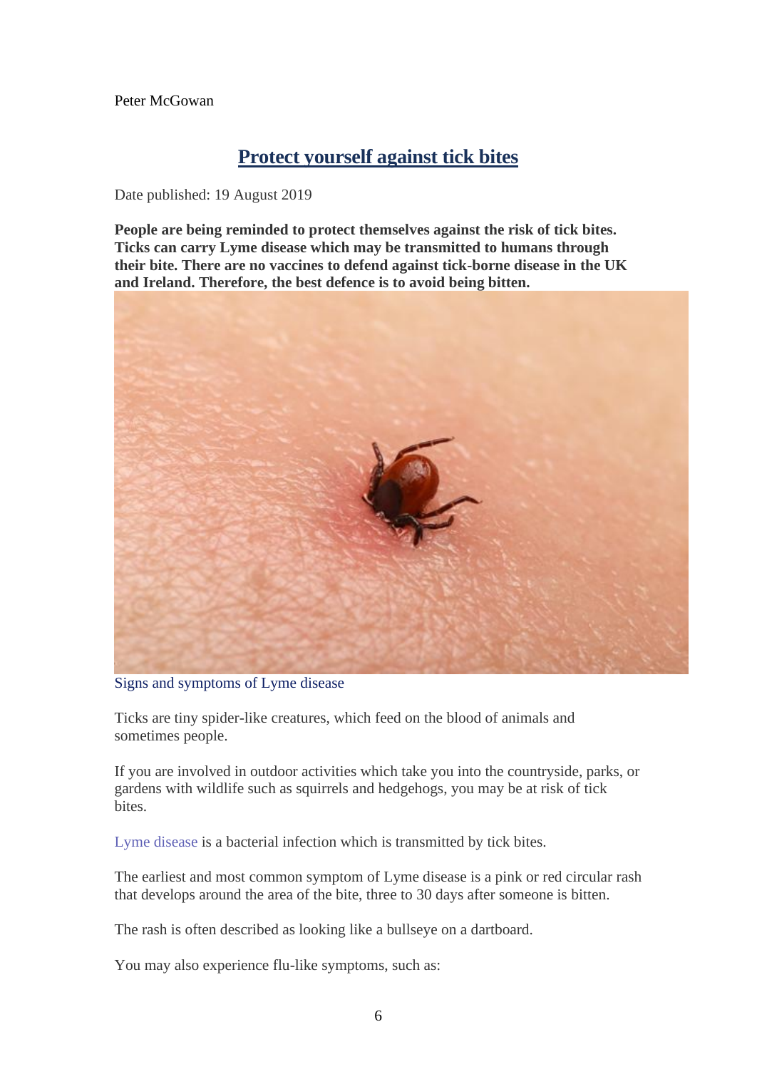Peter McGowan

## Protect yourself against tick bites

Date published: 19 August 2019

**People are being reminded to protect themselves against the risk of tick bites. Ticks can carry Lyme disease which may be transmitted to humans through their bite. There are no vaccines to defend against tick-borne disease in the UK and Ireland. Therefore, the best defence is to avoid being bitten.**

Signs and symptoms of Lyme disease

Ticks are tiny spider-like creatures, which feed on the blood of animals and sometimes people.

If you are involved in outdoor activities which take you into the countryside, parks, or gardens with wildlife such as squirrels and hedgehogs, you may be at risk of tick bites.

Lyme disease is a bacterial infection which is transmitted by tick bites.

The earliest and most common symptom of Lyme disease is a pink or red circular rash that develops around the area of the bite, three to 30 days after someone is bitten.

The rash is often described as looking like a bullseye on a dartboard.

You may also experience flu-like symptoms, such as: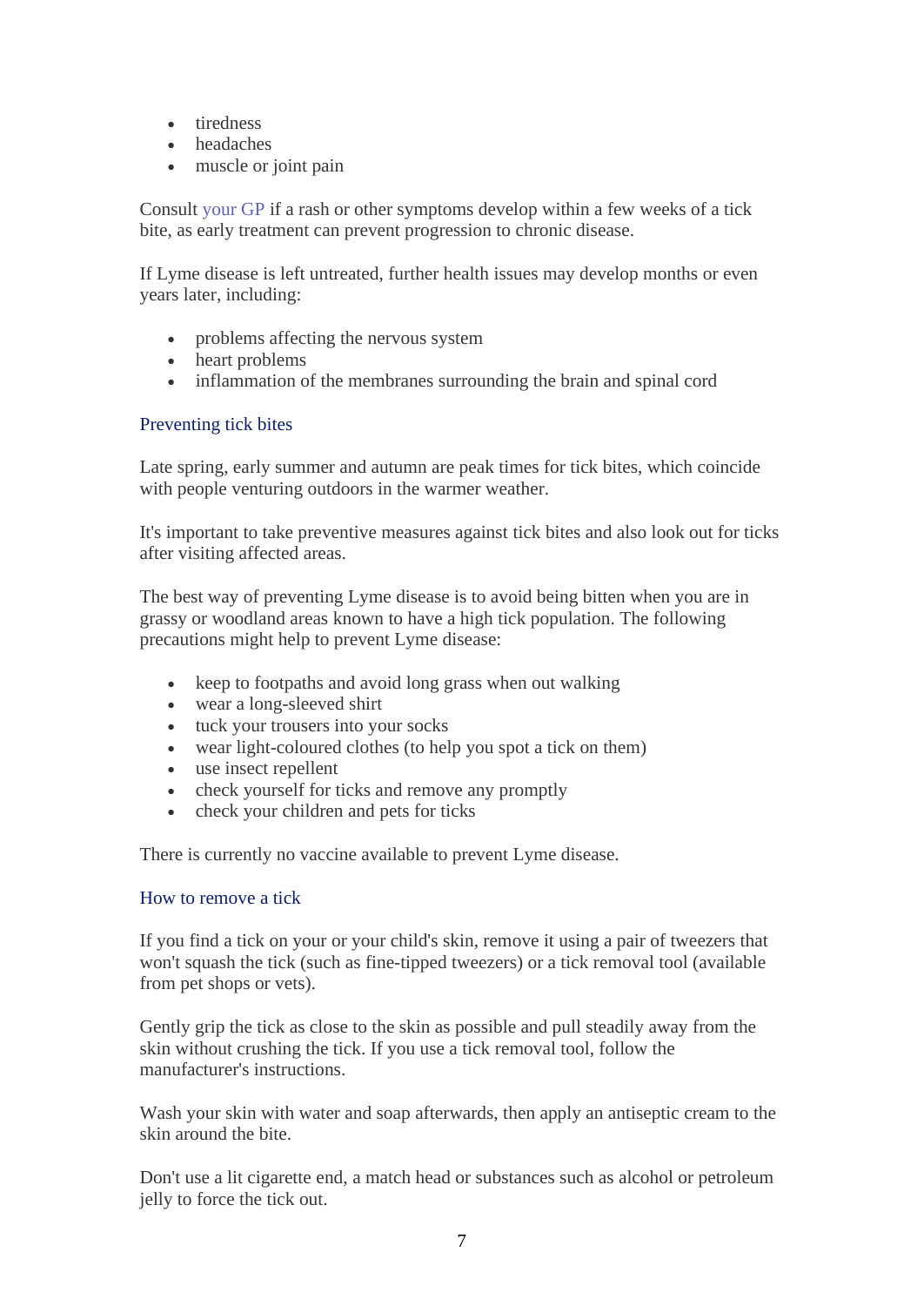- tiredness
- headaches
- muscle or joint pain

Consult your GP if a rash or other symptoms develop within a few weeks of a tick bite, as early treatment can prevent progression to chronic disease.

If Lyme disease is left untreated, further health issues may develop months or even years later, including:

- problems affecting the nervous system
- heart problems
- inflammation of the membranes surrounding the brain and spinal cord

## Preventing tick bites

Late spring, early summer and autumn are peak times for tick bites, which coincide with people venturing outdoors in the warmer weather.

It's important to take preventive measures against tick bites and also look out for ticks after visiting affected areas.

The best way of preventing Lyme disease is to avoid being bitten when you are in grassy or woodland areas known to have a high tick population. The following precautions might help to prevent Lyme disease:

- keep to footpaths and avoid long grass when out walking
- wear a long-sleeved shirt
- tuck your trousers into your socks
- wear light-coloured clothes (to help you spot a tick on them)
- use insect repellent
- check yourself for ticks and remove any promptly
- check your children and pets for ticks

There is currently no vaccine available to prevent Lyme disease.

## How to remove a tick

If you find a tick on your or your child's skin, remove it using a pair of tweezers that won't squash the tick (such as fine-tipped tweezers) or a tick removal tool (available from pet shops or vets).

Gently grip the tick as close to the skin as possible and pull steadily away from the skin without crushing the tick. If you use a tick removal tool, follow the manufacturer's instructions.

Wash your skin with water and soap afterwards, then apply an antiseptic cream to the skin around the bite.

Don't use a lit cigarette end, a match head or substances such as alcohol or petroleum jelly to force the tick out.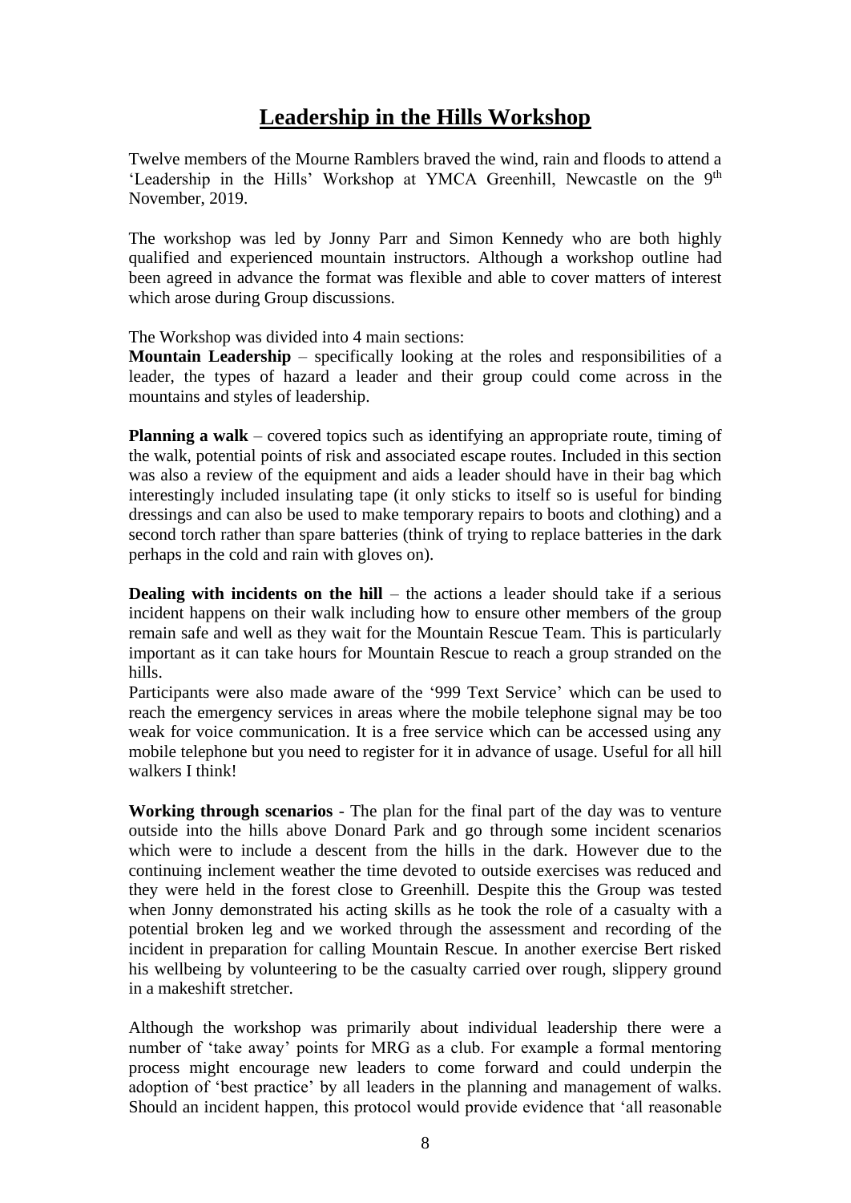# Leadership in the Hills Workshop

Twelve members of the Mourne Ramblers braved the wind, rain and floods to attend a 'Leadership in the Hills' Workshop at YMCA Greenhill, Newcastle on the 9th November, 2019.

The workshop was led by Jonny Parr and Simon Kennedy who are both highly qualified and experienced mountain instructors. Although a workshop outline had been agreed in advance the format was flexible and able to cover matters of interest which arose during Group discussions.

The Workshop was divided into 4 main sections:

**Mountain Leadership** – specifically looking at the roles and responsibilities of a leader, the types of hazard a leader and their group could come across in the mountains and styles of leadership.

**Planning a walk** – covered topics such as identifying an appropriate route, timing of the walk, potential points of risk and associated escape routes. Included in this section was also a review of the equipment and aids a leader should have in their bag which interestingly included insulating tape (it only sticks to itself so is useful for binding dressings and can also be used to make temporary repairs to boots and clothing) and a second torch rather than spare batteries (think of trying to replace batteries in the dark perhaps in the cold and rain with gloves on).

**Dealing with incidents on the hill** – the actions a leader should take if a serious incident happens on their walk including how to ensure other members of the group remain safe and well as they wait for the Mountain Rescue Team. This is particularly important as it can take hours for Mountain Rescue to reach a group stranded on the hills.

Participants were also made aware of the '999 Text Service' which can be used to reach the emergency services in areas where the mobile telephone signal may be too weak for voice communication. It is a free service which can be accessed using any mobile telephone but you need to register for it in advance of usage. Useful for all hill walkers I think!

**Working through scenarios** - The plan for the final part of the day was to venture outside into the hills above Donard Park and go through some incident scenarios which were to include a descent from the hills in the dark. However due to the continuing inclement weather the time devoted to outside exercises was reduced and they were held in the forest close to Greenhill. Despite this the Group was tested when Jonny demonstrated his acting skills as he took the role of a casualty with a potential broken leg and we worked through the assessment and recording of the incident in preparation for calling Mountain Rescue. In another exercise Bert risked his wellbeing by volunteering to be the casualty carried over rough, slippery ground in a makeshift stretcher.

Although the workshop was primarily about individual leadership there were a number of 'take away' points for MRG as a club. For example a formal mentoring process might encourage new leaders to come forward and could underpin the adoption of 'best practice' by all leaders in the planning and management of walks. Should an incident happen, this protocol would provide evidence that 'all reasonable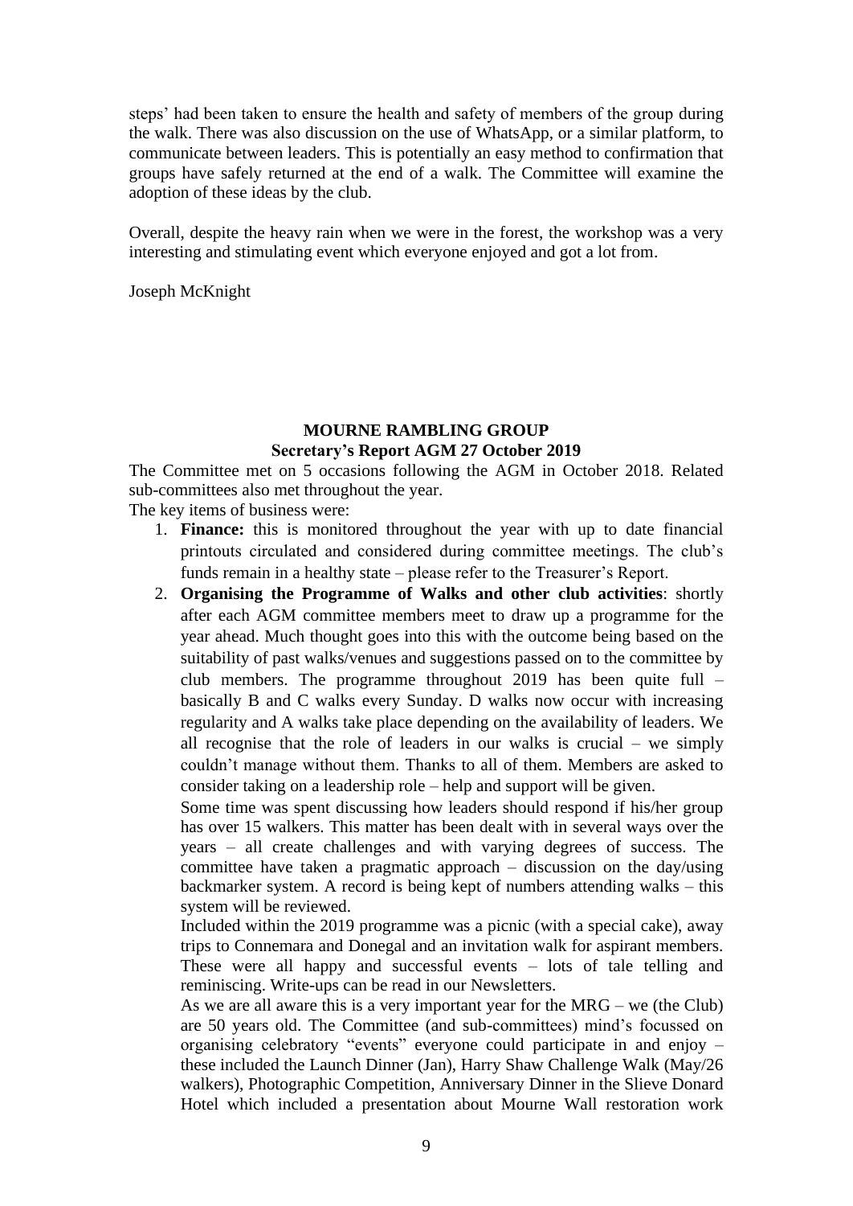steps' had been taken to ensure the health and safety of members of the group during the walk. There was also discussion on the use of WhatsApp, or a similar platform, to communicate between leaders. This is potentially an easy method to confirmation that groups have safely returned at the end of a walk. The Committee will examine the adoption of these ideas by the club.

Overall, despite the heavy rain when we were in the forest, the workshop was a very interesting and stimulating event which everyone enjoyed and got a lot from.

Joseph McKnight

## MOURNE RAMBLING GROUP
### Secretary's Report AGM 27 October 2019

The Committee met on 5 occasions following the AGM in October 2018. Related sub-committees also met throughout the year.

The key items of business were:

1. **Finance:** this is monitored throughout the year with up to date financial printouts circulated and considered during committee meetings. The club's funds remain in a healthy state – please refer to the Treasurer's Report.
2. **Organising the Programme of Walks and other club activities**: shortly after each AGM committee members meet to draw up a programme for the year ahead. Much thought goes into this with the outcome being based on the suitability of past walks/venues and suggestions passed on to the committee by club members. The programme throughout 2019 has been quite full – basically B and C walks every Sunday. D walks now occur with increasing regularity and A walks take place depending on the availability of leaders. We all recognise that the role of leaders in our walks is crucial – we simply couldn't manage without them. Thanks to all of them. Members are asked to consider taking on a leadership role – help and support will be given.

   Some time was spent discussing how leaders should respond if his/her group has over 15 walkers. This matter has been dealt with in several ways over the years – all create challenges and with varying degrees of success. The committee have taken a pragmatic approach – discussion on the day/using backmarker system. A record is being kept of numbers attending walks – this system will be reviewed.

   Included within the 2019 programme was a picnic (with a special cake), away trips to Connemara and Donegal and an invitation walk for aspirant members. These were all happy and successful events – lots of tale telling and reminiscing. Write-ups can be read in our Newsletters.

   As we are all aware this is a very important year for the MRG – we (the Club) are 50 years old. The Committee (and sub-committees) mind's focussed on organising celebratory "events" everyone could participate in and enjoy – these included the Launch Dinner (Jan), Harry Shaw Challenge Walk (May/26 walkers), Photographic Competition, Anniversary Dinner in the Slieve Donard Hotel which included a presentation about Mourne Wall restoration work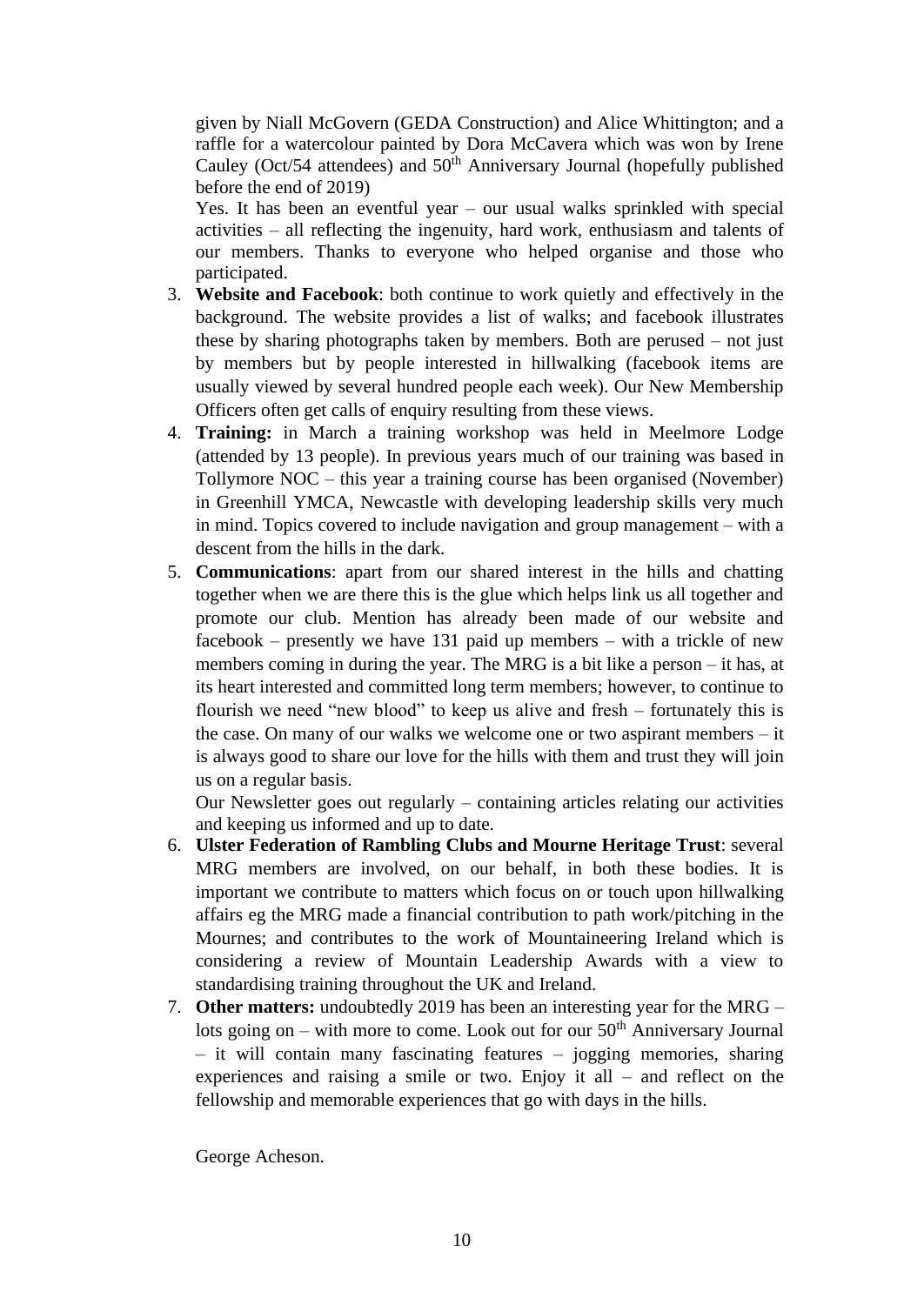given by Niall McGovern (GEDA Construction) and Alice Whittington; and a raffle for a watercolour painted by Dora McCavera which was won by Irene Cauley (Oct/54 attendees) and 50th Anniversary Journal (hopefully published before the end of 2019)

Yes. It has been an eventful year – our usual walks sprinkled with special activities – all reflecting the ingenuity, hard work, enthusiasm and talents of our members. Thanks to everyone who helped organise and those who participated.

3. **Website and Facebook**: both continue to work quietly and effectively in the background. The website provides a list of walks; and facebook illustrates these by sharing photographs taken by members. Both are perused – not just by members but by people interested in hillwalking (facebook items are usually viewed by several hundred people each week). Our New Membership Officers often get calls of enquiry resulting from these views.
4. **Training:** in March a training workshop was held in Meelmore Lodge (attended by 13 people). In previous years much of our training was based in Tollymore NOC – this year a training course has been organised (November) in Greenhill YMCA, Newcastle with developing leadership skills very much in mind. Topics covered to include navigation and group management – with a descent from the hills in the dark.
5. **Communications**: apart from our shared interest in the hills and chatting together when we are there this is the glue which helps link us all together and promote our club. Mention has already been made of our website and facebook – presently we have 131 paid up members – with a trickle of new members coming in during the year. The MRG is a bit like a person – it has, at its heart interested and committed long term members; however, to continue to flourish we need "new blood" to keep us alive and fresh – fortunately this is the case. On many of our walks we welcome one or two aspirant members – it is always good to share our love for the hills with them and trust they will join us on a regular basis.

   Our Newsletter goes out regularly – containing articles relating our activities and keeping us informed and up to date.
6. **Ulster Federation of Rambling Clubs and Mourne Heritage Trust**: several MRG members are involved, on our behalf, in both these bodies. It is important we contribute to matters which focus on or touch upon hillwalking affairs eg the MRG made a financial contribution to path work/pitching in the Mournes; and contributes to the work of Mountaineering Ireland which is considering a review of Mountain Leadership Awards with a view to standardising training throughout the UK and Ireland.
7. **Other matters:** undoubtedly 2019 has been an interesting year for the MRG – lots going on – with more to come. Look out for our 50th Anniversary Journal – it will contain many fascinating features – jogging memories, sharing experiences and raising a smile or two. Enjoy it all – and reflect on the fellowship and memorable experiences that go with days in the hills.

George Acheson.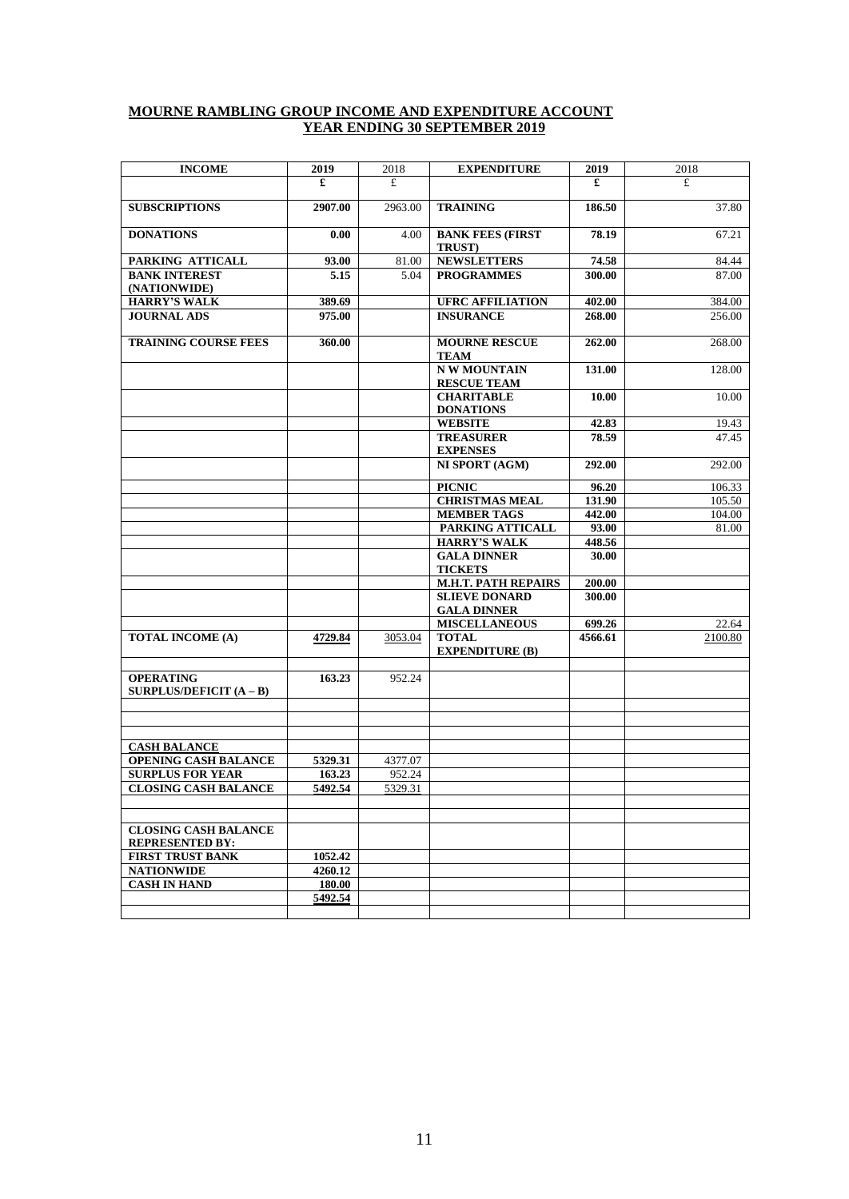# MOURNE RAMBLING GROUP INCOME AND EXPENDITURE ACCOUNT
## YEAR ENDING 30 SEPTEMBER 2019

| INCOME | 2019 | 2018 | EXPENDITURE | 2019 | 2018 |
|---|---|---|---|---|---|
| | £ | £ | | £ | £ |
| SUBSCRIPTIONS | 2907.00 | 2963.00 | TRAINING | 186.50 | 37.80 |
| DONATIONS | 0.00 | 4.00 | BANK FEES (FIRST TRUST) | 78.19 | 67.21 |
| PARKING ATTICALL | 93.00 | 81.00 | NEWSLETTERS | 74.58 | 84.44 |
| BANK INTEREST (NATIONWIDE) | 5.15 | 5.04 | PROGRAMMES | 300.00 | 87.00 |
| HARRY'S WALK | 389.69 | | UFRC AFFILIATION | 402.00 | 384.00 |
| JOURNAL ADS | 975.00 | | INSURANCE | 268.00 | 256.00 |
| TRAINING COURSE FEES | 360.00 | | MOURNE RESCUE TEAM | 262.00 | 268.00 |
| | | | N W MOUNTAIN RESCUE TEAM | 131.00 | 128.00 |
| | | | CHARITABLE DONATIONS | 10.00 | 10.00 |
| | | | WEBSITE | 42.83 | 19.43 |
| | | | TREASURER EXPENSES | 78.59 | 47.45 |
| | | | NI SPORT (AGM) | 292.00 | 292.00 |
| | | | PICNIC | 96.20 | 106.33 |
| | | | CHRISTMAS MEAL | 131.90 | 105.50 |
| | | | MEMBER TAGS | 442.00 | 104.00 |
| | | | PARKING ATTICALL | 93.00 | 81.00 |
| | | | HARRY'S WALK | 448.56 | |
| | | | GALA DINNER TICKETS | 30.00 | |
| | | | M.H.T. PATH REPAIRS | 200.00 | |
| | | | SLIEVE DONARD GALA DINNER | 300.00 | |
| | | | MISCELLANEOUS | 699.26 | 22.64 |
| TOTAL INCOME (A) | 4729.84 | 3053.04 | TOTAL EXPENDITURE (B) | 4566.61 | 2100.80 |
| | | | | | |
| OPERATING SURPLUS/DEFICIT (A – B) | 163.23 | 952.24 | | | |
| | | | | | |
| CASH BALANCE | | | | | |
| OPENING CASH BALANCE | 5329.31 | 4377.07 | | | |
| SURPLUS FOR YEAR | 163.23 | 952.24 | | | |
| CLOSING CASH BALANCE | 5492.54 | 5329.31 | | | |
| | | | | | |
| CLOSING CASH BALANCE REPRESENTED BY: | | | | | |
| FIRST TRUST BANK | 1052.42 | | | | |
| NATIONWIDE | 4260.12 | | | | |
| CASH IN HAND | 180.00 | | | | |
| | 5492.54 | | | | |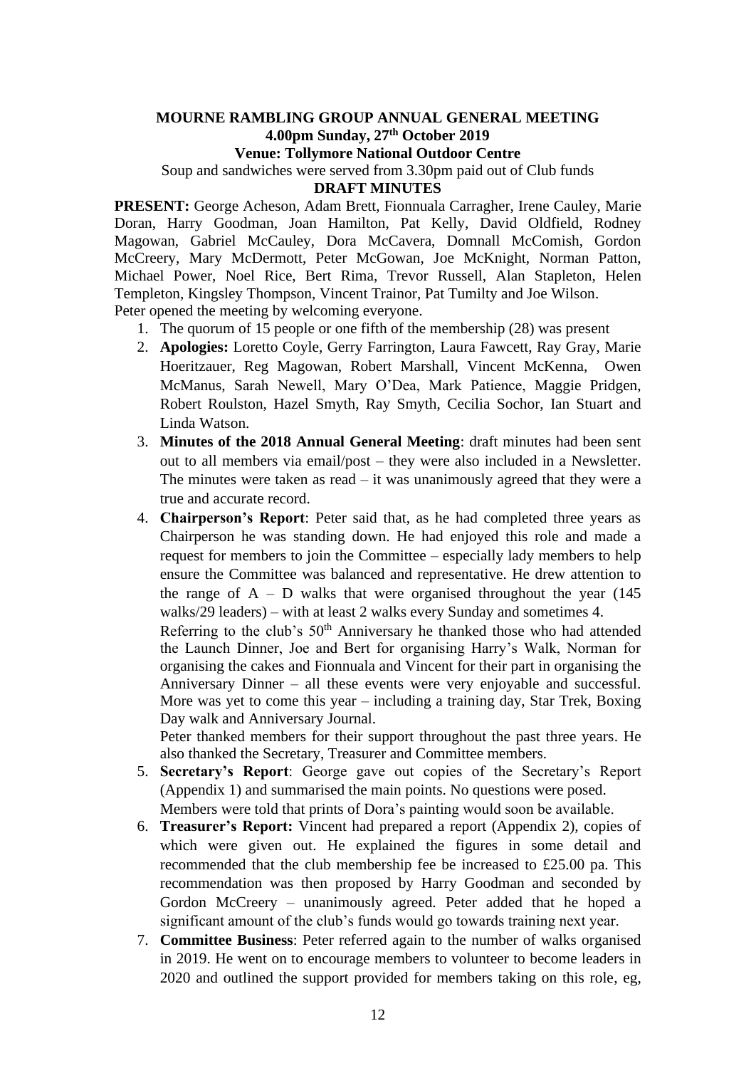**MOURNE RAMBLING GROUP ANNUAL GENERAL MEETING**
**4.00pm Sunday, 27th October 2019**
**Venue: Tollymore National Outdoor Centre**

Soup and sandwiches were served from 3.30pm paid out of Club funds

**DRAFT MINUTES**

**PRESENT:** George Acheson, Adam Brett, Fionnuala Carragher, Irene Cauley, Marie Doran, Harry Goodman, Joan Hamilton, Pat Kelly, David Oldfield, Rodney Magowan, Gabriel McCauley, Dora McCavera, Domnall McComish, Gordon McCreery, Mary McDermott, Peter McGowan, Joe McKnight, Norman Patton, Michael Power, Noel Rice, Bert Rima, Trevor Russell, Alan Stapleton, Helen Templeton, Kingsley Thompson, Vincent Trainor, Pat Tumilty and Joe Wilson.

Peter opened the meeting by welcoming everyone.

1. The quorum of 15 people or one fifth of the membership (28) was present
2. **Apologies:** Loretto Coyle, Gerry Farrington, Laura Fawcett, Ray Gray, Marie Hoeritzauer, Reg Magowan, Robert Marshall, Vincent McKenna, Owen McManus, Sarah Newell, Mary O'Dea, Mark Patience, Maggie Pridgen, Robert Roulston, Hazel Smyth, Ray Smyth, Cecilia Sochor, Ian Stuart and Linda Watson.
3. **Minutes of the 2018 Annual General Meeting**: draft minutes had been sent out to all members via email/post – they were also included in a Newsletter. The minutes were taken as read – it was unanimously agreed that they were a true and accurate record.
4. **Chairperson's Report**: Peter said that, as he had completed three years as Chairperson he was standing down. He had enjoyed this role and made a request for members to join the Committee – especially lady members to help ensure the Committee was balanced and representative. He drew attention to the range of A – D walks that were organised throughout the year (145 walks/29 leaders) – with at least 2 walks every Sunday and sometimes 4.

   Referring to the club's 50th Anniversary he thanked those who had attended the Launch Dinner, Joe and Bert for organising Harry's Walk, Norman for organising the cakes and Fionnuala and Vincent for their part in organising the Anniversary Dinner – all these events were very enjoyable and successful. More was yet to come this year – including a training day, Star Trek, Boxing Day walk and Anniversary Journal.

   Peter thanked members for their support throughout the past three years. He also thanked the Secretary, Treasurer and Committee members.
5. **Secretary's Report**: George gave out copies of the Secretary's Report (Appendix 1) and summarised the main points. No questions were posed. Members were told that prints of Dora's painting would soon be available.
6. **Treasurer's Report:** Vincent had prepared a report (Appendix 2), copies of which were given out. He explained the figures in some detail and recommended that the club membership fee be increased to £25.00 pa. This recommendation was then proposed by Harry Goodman and seconded by Gordon McCreery – unanimously agreed. Peter added that he hoped a significant amount of the club's funds would go towards training next year.
7. **Committee Business**: Peter referred again to the number of walks organised in 2019. He went on to encourage members to volunteer to become leaders in 2020 and outlined the support provided for members taking on this role, eg,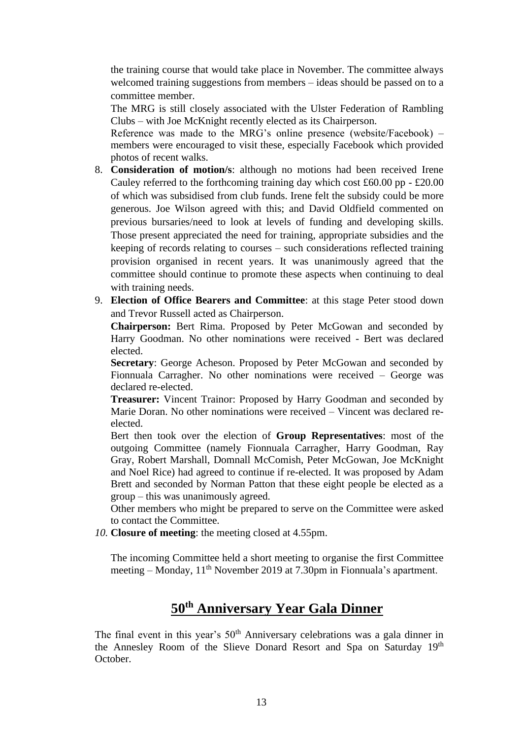the training course that would take place in November. The committee always welcomed training suggestions from members – ideas should be passed on to a committee member.

The MRG is still closely associated with the Ulster Federation of Rambling Clubs – with Joe McKnight recently elected as its Chairperson.

Reference was made to the MRG's online presence (website/Facebook) – members were encouraged to visit these, especially Facebook which provided photos of recent walks.

8. **Consideration of motion/s**: although no motions had been received Irene Cauley referred to the forthcoming training day which cost £60.00 pp - £20.00 of which was subsidised from club funds. Irene felt the subsidy could be more generous. Joe Wilson agreed with this; and David Oldfield commented on previous bursaries/need to look at levels of funding and developing skills. Those present appreciated the need for training, appropriate subsidies and the keeping of records relating to courses – such considerations reflected training provision organised in recent years. It was unanimously agreed that the committee should continue to promote these aspects when continuing to deal with training needs.
9. **Election of Office Bearers and Committee**: at this stage Peter stood down and Trevor Russell acted as Chairperson.

   **Chairperson:** Bert Rima. Proposed by Peter McGowan and seconded by Harry Goodman. No other nominations were received - Bert was declared elected.

   **Secretary**: George Acheson. Proposed by Peter McGowan and seconded by Fionnuala Carragher. No other nominations were received – George was declared re-elected.

   **Treasurer:** Vincent Trainor: Proposed by Harry Goodman and seconded by Marie Doran. No other nominations were received – Vincent was declared re-elected.

   Bert then took over the election of **Group Representatives**: most of the outgoing Committee (namely Fionnuala Carragher, Harry Goodman, Ray Gray, Robert Marshall, Domnall McComish, Peter McGowan, Joe McKnight and Noel Rice) had agreed to continue if re-elected. It was proposed by Adam Brett and seconded by Norman Patton that these eight people be elected as a group – this was unanimously agreed.

   Other members who might be prepared to serve on the Committee were asked to contact the Committee.
10. **Closure of meeting**: the meeting closed at 4.55pm.

The incoming Committee held a short meeting to organise the first Committee meeting – Monday, 11th November 2019 at 7.30pm in Fionnuala's apartment.

## 50th Anniversary Year Gala Dinner

The final event in this year's 50th Anniversary celebrations was a gala dinner in the Annesley Room of the Slieve Donard Resort and Spa on Saturday 19th October.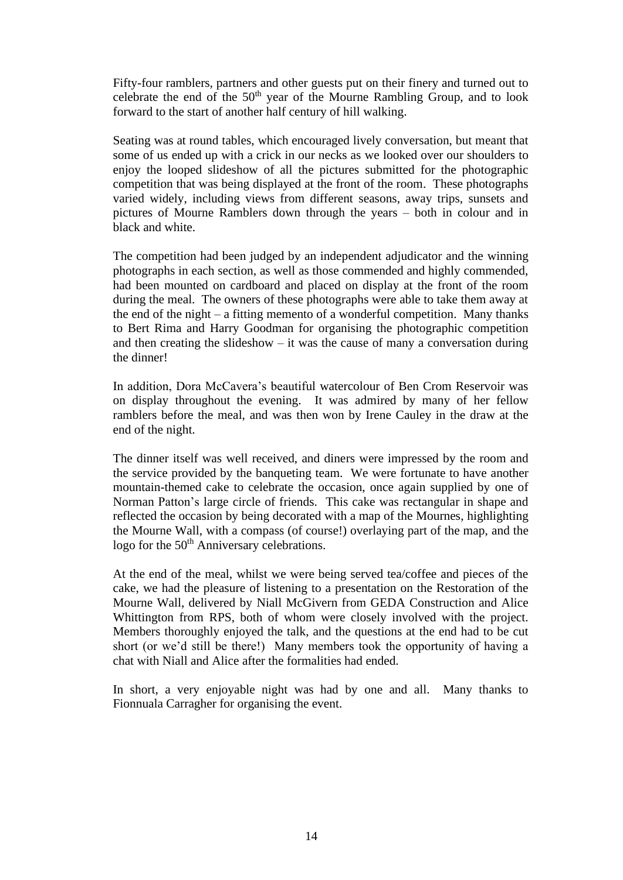Fifty-four ramblers, partners and other guests put on their finery and turned out to celebrate the end of the 50th year of the Mourne Rambling Group, and to look forward to the start of another half century of hill walking.

Seating was at round tables, which encouraged lively conversation, but meant that some of us ended up with a crick in our necks as we looked over our shoulders to enjoy the looped slideshow of all the pictures submitted for the photographic competition that was being displayed at the front of the room. These photographs varied widely, including views from different seasons, away trips, sunsets and pictures of Mourne Ramblers down through the years – both in colour and in black and white.

The competition had been judged by an independent adjudicator and the winning photographs in each section, as well as those commended and highly commended, had been mounted on cardboard and placed on display at the front of the room during the meal. The owners of these photographs were able to take them away at the end of the night – a fitting memento of a wonderful competition. Many thanks to Bert Rima and Harry Goodman for organising the photographic competition and then creating the slideshow – it was the cause of many a conversation during the dinner!

In addition, Dora McCavera's beautiful watercolour of Ben Crom Reservoir was on display throughout the evening. It was admired by many of her fellow ramblers before the meal, and was then won by Irene Cauley in the draw at the end of the night.

The dinner itself was well received, and diners were impressed by the room and the service provided by the banqueting team. We were fortunate to have another mountain-themed cake to celebrate the occasion, once again supplied by one of Norman Patton's large circle of friends. This cake was rectangular in shape and reflected the occasion by being decorated with a map of the Mournes, highlighting the Mourne Wall, with a compass (of course!) overlaying part of the map, and the logo for the 50th Anniversary celebrations.

At the end of the meal, whilst we were being served tea/coffee and pieces of the cake, we had the pleasure of listening to a presentation on the Restoration of the Mourne Wall, delivered by Niall McGivern from GEDA Construction and Alice Whittington from RPS, both of whom were closely involved with the project. Members thoroughly enjoyed the talk, and the questions at the end had to be cut short (or we'd still be there!) Many members took the opportunity of having a chat with Niall and Alice after the formalities had ended.

In short, a very enjoyable night was had by one and all. Many thanks to Fionnuala Carragher for organising the event.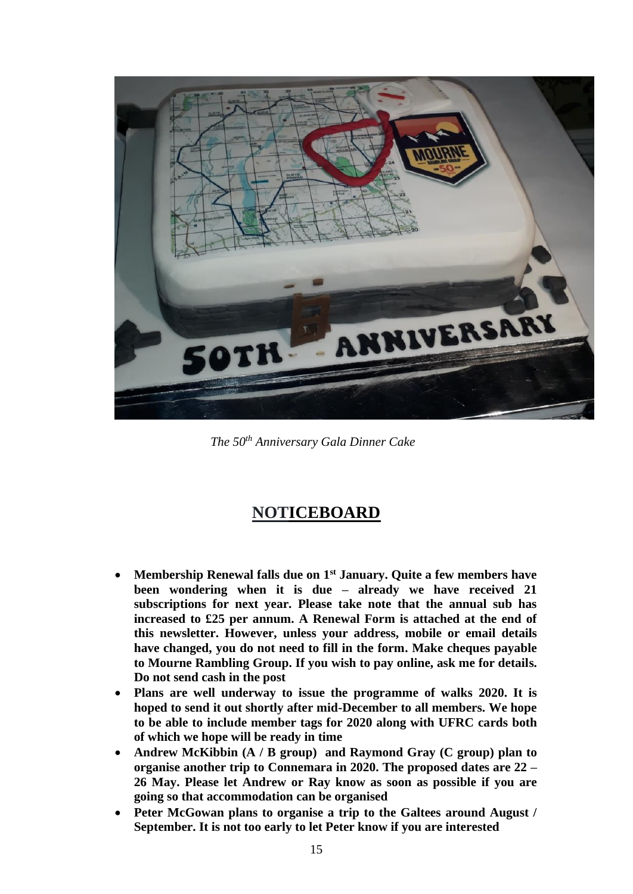*The 50th Anniversary Gala Dinner Cake*

## NOTICEBOARD

- **Membership Renewal falls due on 1st January. Quite a few members have been wondering when it is due – already we have received 21 subscriptions for next year. Please take note that the annual sub has increased to £25 per annum. A Renewal Form is attached at the end of this newsletter. However, unless your address, mobile or email details have changed, you do not need to fill in the form. Make cheques payable to Mourne Rambling Group. If you wish to pay online, ask me for details. Do not send cash in the post**
- **Plans are well underway to issue the programme of walks 2020. It is hoped to send it out shortly after mid-December to all members. We hope to be able to include member tags for 2020 along with UFRC cards both of which we hope will be ready in time**
- **Andrew McKibbin (A / B group) and Raymond Gray (C group) plan to organise another trip to Connemara in 2020. The proposed dates are 22 – 26 May. Please let Andrew or Ray know as soon as possible if you are going so that accommodation can be organised**
- **Peter McGowan plans to organise a trip to the Galtees around August / September. It is not too early to let Peter know if you are interested**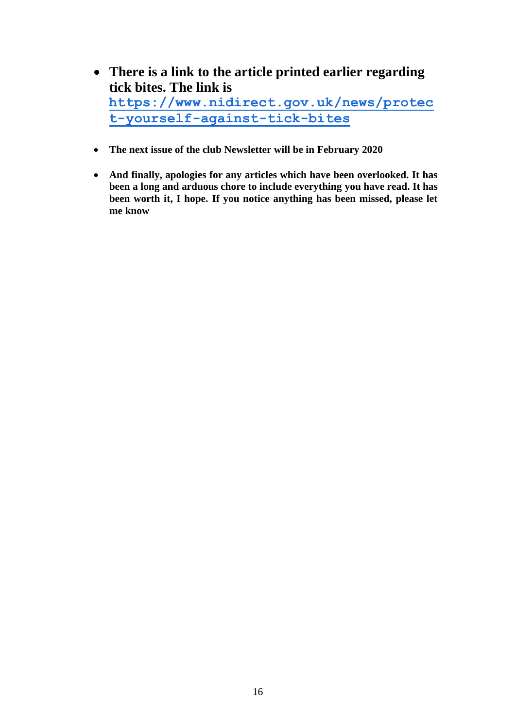- **There is a link to the article printed earlier regarding tick bites. The link is https://www.nidirect.gov.uk/news/protect-yourself-against-tick-bites**

- **The next issue of the club Newsletter will be in February 2020**

- **And finally, apologies for any articles which have been overlooked. It has been a long and arduous chore to include everything you have read. It has been worth it, I hope. If you notice anything has been missed, please let me know**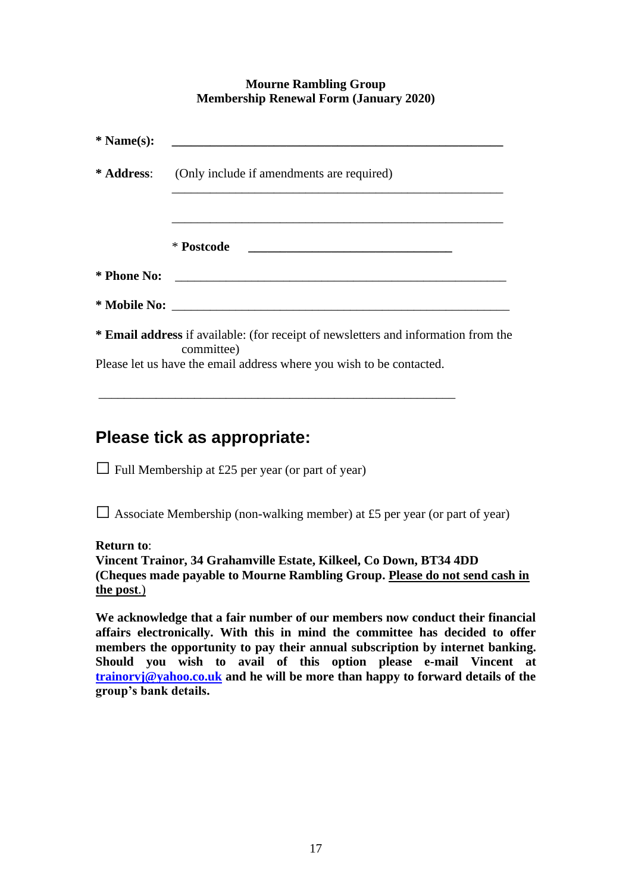**Mourne Rambling Group**
**Membership Renewal Form (January 2020)**

**\* Name(s):** ______________________________________________

**\* Address**: (Only include if amendments are required)

______________________________________________

______________________________________________

\* **Postcode** ____________________________

**\* Phone No:** ______________________________________________

**\* Mobile No:** ______________________________________________

**\* Email address** if available: (for receipt of newsletters and information from the committee)
Please let us have the email address where you wish to be contacted.

______________________________________________

## Please tick as appropriate:

☐ Full Membership at £25 per year (or part of year)

☐ Associate Membership (non-walking member) at £5 per year (or part of year)

**Return to**:
**Vincent Trainor, 34 Grahamville Estate, Kilkeel, Co Down, BT34 4DD**
**(Cheques made payable to Mourne Rambling Group. <u>Please do not send cash in the post</u>.)**

**We acknowledge that a fair number of our members now conduct their financial affairs electronically. With this in mind the committee has decided to offer members the opportunity to pay their annual subscription by internet banking. Should you wish to avail of this option please e-mail Vincent at trainorvj@yahoo.co.uk and he will be more than happy to forward details of the group's bank details.**